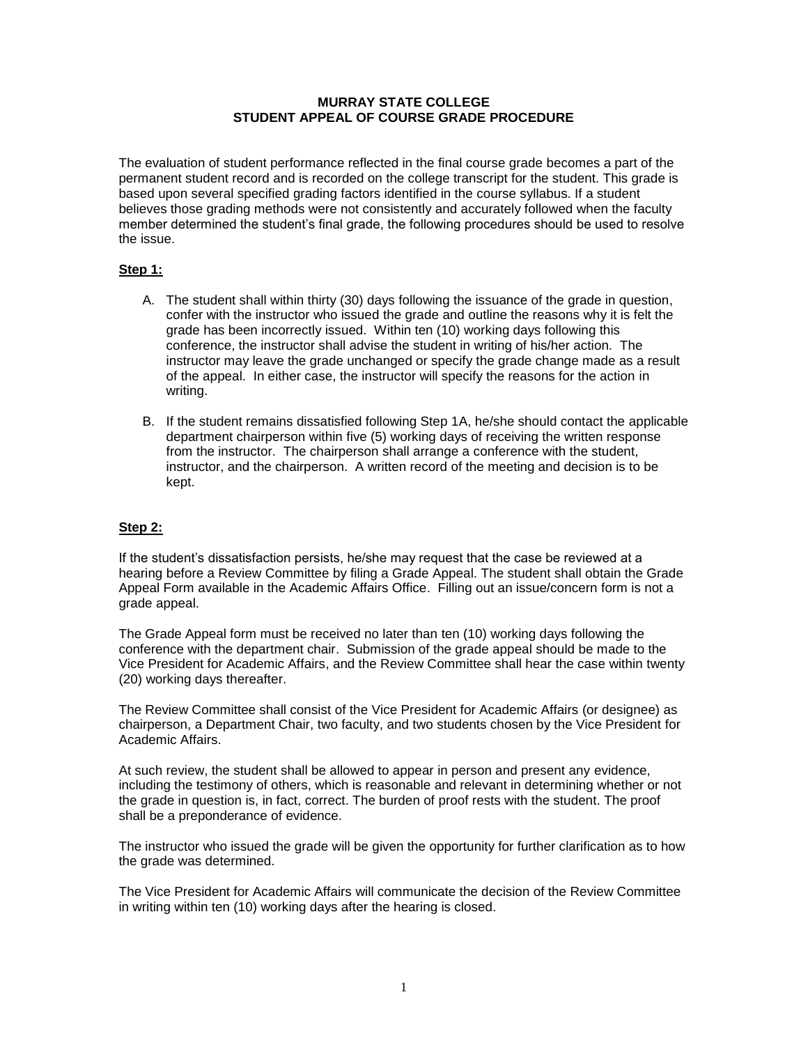# MURRAY STATE COLLEGE
# STUDENT APPEAL OF COURSE GRADE PROCEDURE

The evaluation of student performance reflected in the final course grade becomes a part of the permanent student record and is recorded on the college transcript for the student. This grade is based upon several specified grading factors identified in the course syllabus. If a student believes those grading methods were not consistently and accurately followed when the faculty member determined the student's final grade, the following procedures should be used to resolve the issue.

## Step 1:

A. The student shall within thirty (30) days following the issuance of the grade in question, confer with the instructor who issued the grade and outline the reasons why it is felt the grade has been incorrectly issued. Within ten (10) working days following this conference, the instructor shall advise the student in writing of his/her action. The instructor may leave the grade unchanged or specify the grade change made as a result of the appeal. In either case, the instructor will specify the reasons for the action in writing.

B. If the student remains dissatisfied following Step 1A, he/she should contact the applicable department chairperson within five (5) working days of receiving the written response from the instructor. The chairperson shall arrange a conference with the student, instructor, and the chairperson. A written record of the meeting and decision is to be kept.

## Step 2:

If the student's dissatisfaction persists, he/she may request that the case be reviewed at a hearing before a Review Committee by filing a Grade Appeal. The student shall obtain the Grade Appeal Form available in the Academic Affairs Office. Filling out an issue/concern form is not a grade appeal.

The Grade Appeal form must be received no later than ten (10) working days following the conference with the department chair. Submission of the grade appeal should be made to the Vice President for Academic Affairs, and the Review Committee shall hear the case within twenty (20) working days thereafter.

The Review Committee shall consist of the Vice President for Academic Affairs (or designee) as chairperson, a Department Chair, two faculty, and two students chosen by the Vice President for Academic Affairs.

At such review, the student shall be allowed to appear in person and present any evidence, including the testimony of others, which is reasonable and relevant in determining whether or not the grade in question is, in fact, correct. The burden of proof rests with the student. The proof shall be a preponderance of evidence.

The instructor who issued the grade will be given the opportunity for further clarification as to how the grade was determined.

The Vice President for Academic Affairs will communicate the decision of the Review Committee in writing within ten (10) working days after the hearing is closed.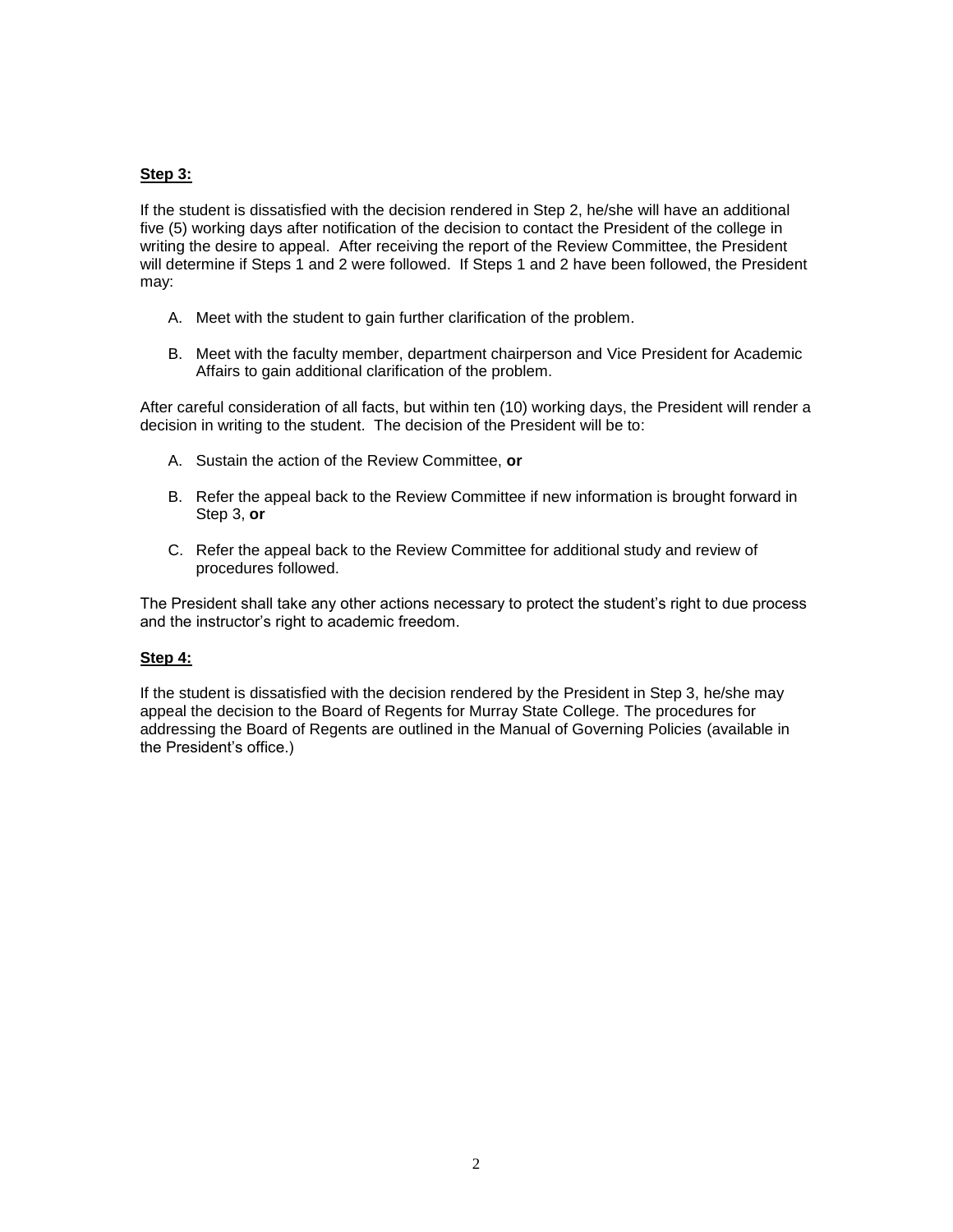**Step 3:**

If the student is dissatisfied with the decision rendered in Step 2, he/she will have an additional five (5) working days after notification of the decision to contact the President of the college in writing the desire to appeal. After receiving the report of the Review Committee, the President will determine if Steps 1 and 2 were followed. If Steps 1 and 2 have been followed, the President may:

A. Meet with the student to gain further clarification of the problem.

B. Meet with the faculty member, department chairperson and Vice President for Academic Affairs to gain additional clarification of the problem.

After careful consideration of all facts, but within ten (10) working days, the President will render a decision in writing to the student. The decision of the President will be to:

A. Sustain the action of the Review Committee, **or**

B. Refer the appeal back to the Review Committee if new information is brought forward in Step 3, **or**

C. Refer the appeal back to the Review Committee for additional study and review of procedures followed.

The President shall take any other actions necessary to protect the student's right to due process and the instructor's right to academic freedom.

**Step 4:**

If the student is dissatisfied with the decision rendered by the President in Step 3, he/she may appeal the decision to the Board of Regents for Murray State College. The procedures for addressing the Board of Regents are outlined in the Manual of Governing Policies (available in the President's office.)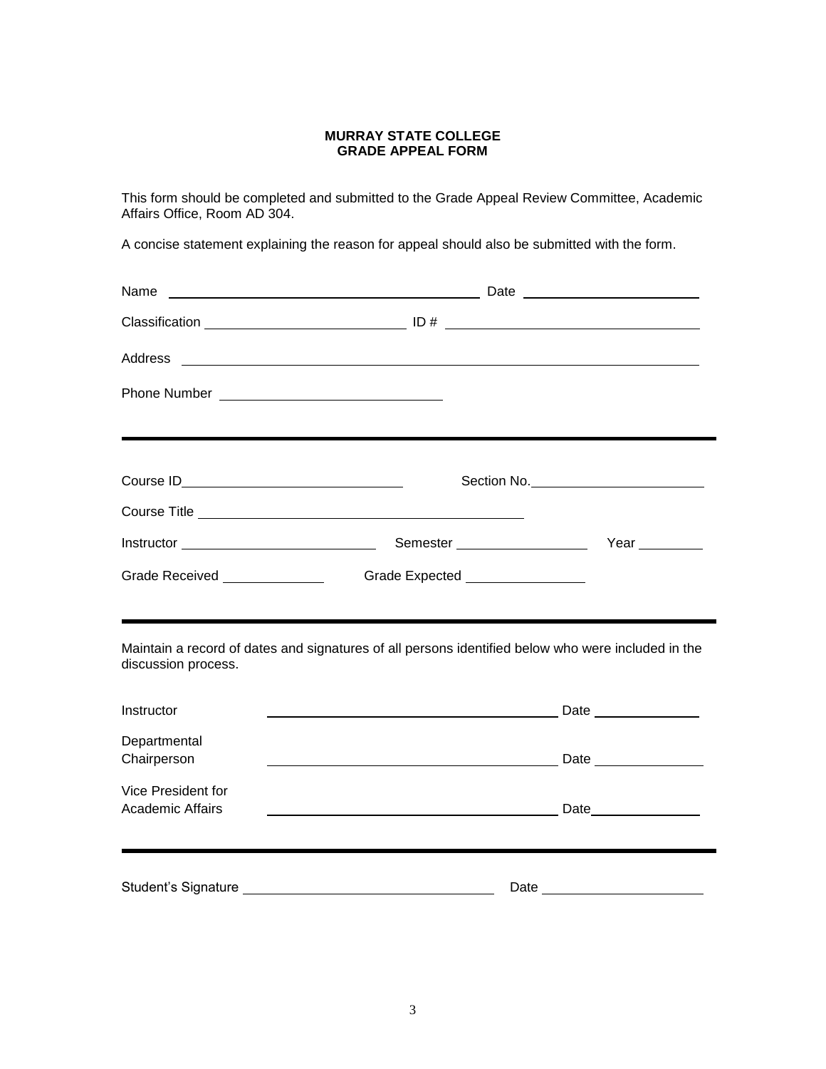**MURRAY STATE COLLEGE**
**GRADE APPEAL FORM**

This form should be completed and submitted to the Grade Appeal Review Committee, Academic Affairs Office, Room AD 304.

A concise statement explaining the reason for appeal should also be submitted with the form.

Name ______________________________ Date ____________________

Classification ____________________ ID # ______________________

Address ______________________________________________________

Phone Number ______________________

---

Course ID______________________ Section No.__________________

Course Title __________________________________

Instructor ____________________ Semester ______________ Year ________

Grade Received ____________ Grade Expected ______________

---

Maintain a record of dates and signatures of all persons identified below who were included in the discussion process.

Instructor ______________________________ Date ____________

Departmental Chairperson ______________________________ Date ____________

Vice President for Academic Affairs ______________________________ Date____________

---

Student's Signature __________________________ Date __________________